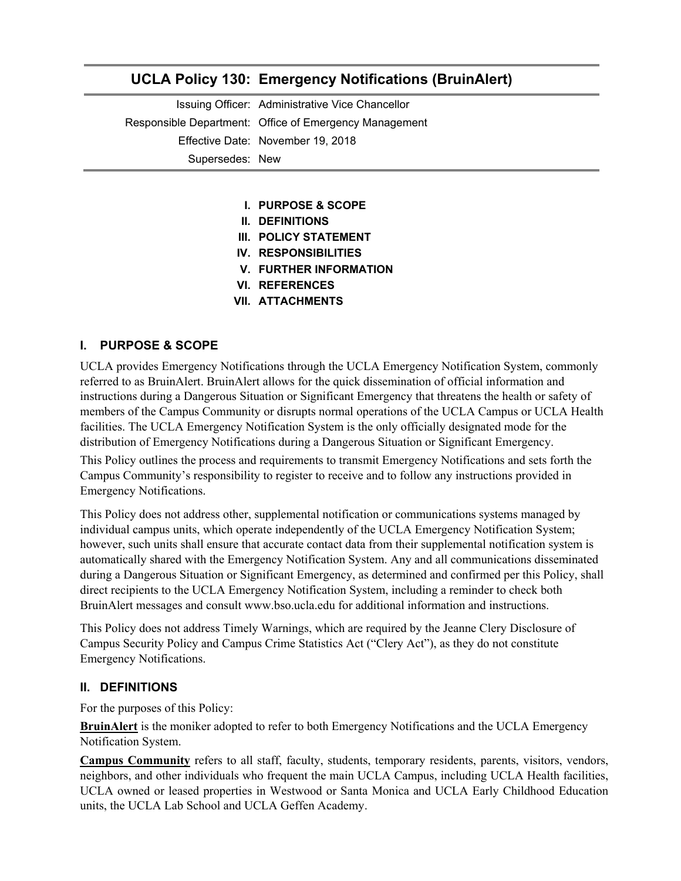# UCLA Policy 130: Emergency Notifications (BruinAlert)

Issuing Officer: Administrative Vice Chancellor
Responsible Department: Office of Emergency Management
Effective Date: November 19, 2018
Supersedes: New

I. PURPOSE & SCOPE
II. DEFINITIONS
III. POLICY STATEMENT
IV. RESPONSIBILITIES
V. FURTHER INFORMATION
VI. REFERENCES
VII. ATTACHMENTS

## I. PURPOSE & SCOPE

UCLA provides Emergency Notifications through the UCLA Emergency Notification System, commonly referred to as BruinAlert. BruinAlert allows for the quick dissemination of official information and instructions during a Dangerous Situation or Significant Emergency that threatens the health or safety of members of the Campus Community or disrupts normal operations of the UCLA Campus or UCLA Health facilities. The UCLA Emergency Notification System is the only officially designated mode for the distribution of Emergency Notifications during a Dangerous Situation or Significant Emergency.

This Policy outlines the process and requirements to transmit Emergency Notifications and sets forth the Campus Community's responsibility to register to receive and to follow any instructions provided in Emergency Notifications.

This Policy does not address other, supplemental notification or communications systems managed by individual campus units, which operate independently of the UCLA Emergency Notification System; however, such units shall ensure that accurate contact data from their supplemental notification system is automatically shared with the Emergency Notification System. Any and all communications disseminated during a Dangerous Situation or Significant Emergency, as determined and confirmed per this Policy, shall direct recipients to the UCLA Emergency Notification System, including a reminder to check both BruinAlert messages and consult www.bso.ucla.edu for additional information and instructions.

This Policy does not address Timely Warnings, which are required by the Jeanne Clery Disclosure of Campus Security Policy and Campus Crime Statistics Act ("Clery Act"), as they do not constitute Emergency Notifications.

## II. DEFINITIONS

For the purposes of this Policy:

**BruinAlert** is the moniker adopted to refer to both Emergency Notifications and the UCLA Emergency Notification System.

**Campus Community** refers to all staff, faculty, students, temporary residents, parents, visitors, vendors, neighbors, and other individuals who frequent the main UCLA Campus, including UCLA Health facilities, UCLA owned or leased properties in Westwood or Santa Monica and UCLA Early Childhood Education units, the UCLA Lab School and UCLA Geffen Academy.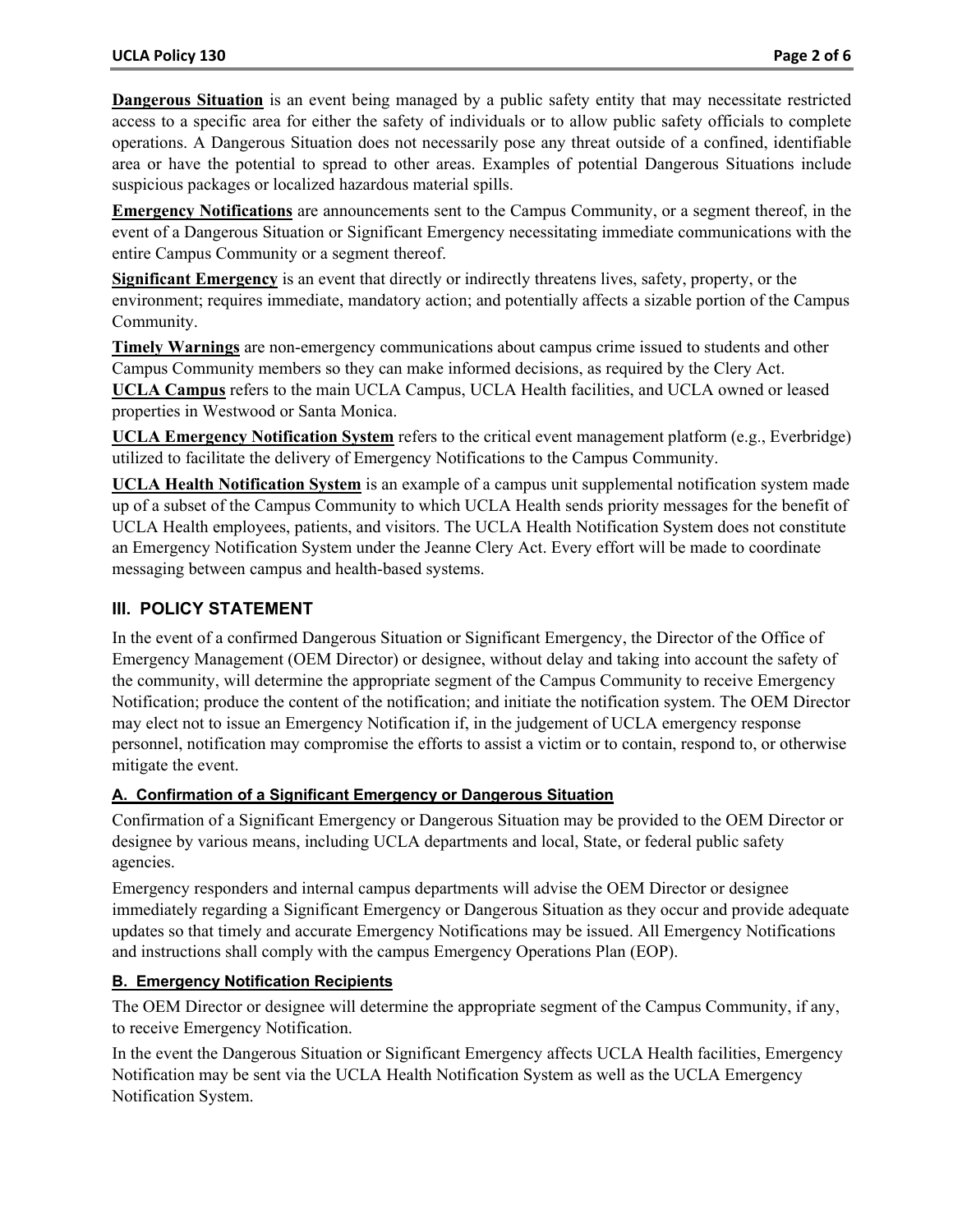**Dangerous Situation** is an event being managed by a public safety entity that may necessitate restricted access to a specific area for either the safety of individuals or to allow public safety officials to complete operations. A Dangerous Situation does not necessarily pose any threat outside of a confined, identifiable area or have the potential to spread to other areas. Examples of potential Dangerous Situations include suspicious packages or localized hazardous material spills.

**Emergency Notifications** are announcements sent to the Campus Community, or a segment thereof, in the event of a Dangerous Situation or Significant Emergency necessitating immediate communications with the entire Campus Community or a segment thereof.

**Significant Emergency** is an event that directly or indirectly threatens lives, safety, property, or the environment; requires immediate, mandatory action; and potentially affects a sizable portion of the Campus Community.

**Timely Warnings** are non-emergency communications about campus crime issued to students and other Campus Community members so they can make informed decisions, as required by the Clery Act.

**UCLA Campus** refers to the main UCLA Campus, UCLA Health facilities, and UCLA owned or leased properties in Westwood or Santa Monica.

**UCLA Emergency Notification System** refers to the critical event management platform (e.g., Everbridge) utilized to facilitate the delivery of Emergency Notifications to the Campus Community.

**UCLA Health Notification System** is an example of a campus unit supplemental notification system made up of a subset of the Campus Community to which UCLA Health sends priority messages for the benefit of UCLA Health employees, patients, and visitors. The UCLA Health Notification System does not constitute an Emergency Notification System under the Jeanne Clery Act. Every effort will be made to coordinate messaging between campus and health-based systems.

## III. POLICY STATEMENT

In the event of a confirmed Dangerous Situation or Significant Emergency, the Director of the Office of Emergency Management (OEM Director) or designee, without delay and taking into account the safety of the community, will determine the appropriate segment of the Campus Community to receive Emergency Notification; produce the content of the notification; and initiate the notification system. The OEM Director may elect not to issue an Emergency Notification if, in the judgement of UCLA emergency response personnel, notification may compromise the efforts to assist a victim or to contain, respond to, or otherwise mitigate the event.

### A. Confirmation of a Significant Emergency or Dangerous Situation

Confirmation of a Significant Emergency or Dangerous Situation may be provided to the OEM Director or designee by various means, including UCLA departments and local, State, or federal public safety agencies.

Emergency responders and internal campus departments will advise the OEM Director or designee immediately regarding a Significant Emergency or Dangerous Situation as they occur and provide adequate updates so that timely and accurate Emergency Notifications may be issued. All Emergency Notifications and instructions shall comply with the campus Emergency Operations Plan (EOP).

### B. Emergency Notification Recipients

The OEM Director or designee will determine the appropriate segment of the Campus Community, if any, to receive Emergency Notification.

In the event the Dangerous Situation or Significant Emergency affects UCLA Health facilities, Emergency Notification may be sent via the UCLA Health Notification System as well as the UCLA Emergency Notification System.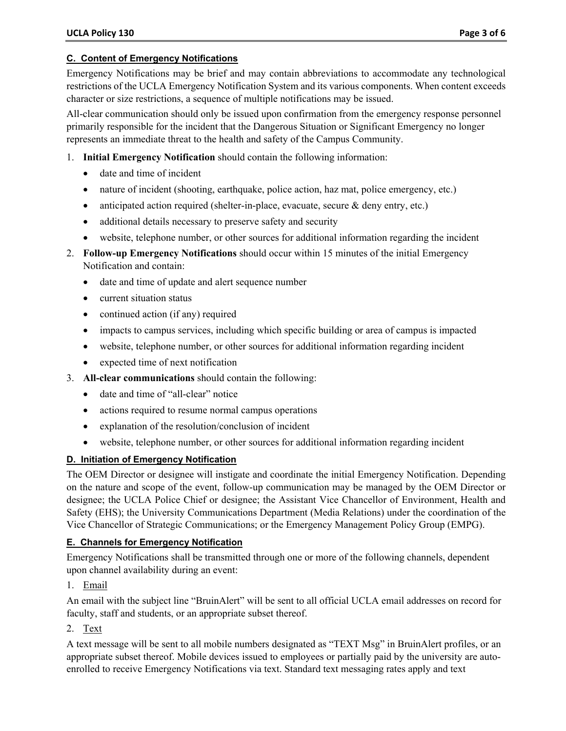### C. Content of Emergency Notifications

Emergency Notifications may be brief and may contain abbreviations to accommodate any technological restrictions of the UCLA Emergency Notification System and its various components. When content exceeds character or size restrictions, a sequence of multiple notifications may be issued.

All-clear communication should only be issued upon confirmation from the emergency response personnel primarily responsible for the incident that the Dangerous Situation or Significant Emergency no longer represents an immediate threat to the health and safety of the Campus Community.

1. **Initial Emergency Notification** should contain the following information:
   - date and time of incident
   - nature of incident (shooting, earthquake, police action, haz mat, police emergency, etc.)
   - anticipated action required (shelter-in-place, evacuate, secure & deny entry, etc.)
   - additional details necessary to preserve safety and security
   - website, telephone number, or other sources for additional information regarding the incident
2. **Follow-up Emergency Notifications** should occur within 15 minutes of the initial Emergency Notification and contain:
   - date and time of update and alert sequence number
   - current situation status
   - continued action (if any) required
   - impacts to campus services, including which specific building or area of campus is impacted
   - website, telephone number, or other sources for additional information regarding incident
   - expected time of next notification
3. **All-clear communications** should contain the following:
   - date and time of "all-clear" notice
   - actions required to resume normal campus operations
   - explanation of the resolution/conclusion of incident
   - website, telephone number, or other sources for additional information regarding incident

### D. Initiation of Emergency Notification

The OEM Director or designee will instigate and coordinate the initial Emergency Notification. Depending on the nature and scope of the event, follow-up communication may be managed by the OEM Director or designee; the UCLA Police Chief or designee; the Assistant Vice Chancellor of Environment, Health and Safety (EHS); the University Communications Department (Media Relations) under the coordination of the Vice Chancellor of Strategic Communications; or the Emergency Management Policy Group (EMPG).

### E. Channels for Emergency Notification

Emergency Notifications shall be transmitted through one or more of the following channels, dependent upon channel availability during an event:

1. Email

An email with the subject line "BruinAlert" will be sent to all official UCLA email addresses on record for faculty, staff and students, or an appropriate subset thereof.

2. Text

A text message will be sent to all mobile numbers designated as "TEXT Msg" in BruinAlert profiles, or an appropriate subset thereof. Mobile devices issued to employees or partially paid by the university are auto-enrolled to receive Emergency Notifications via text. Standard text messaging rates apply and text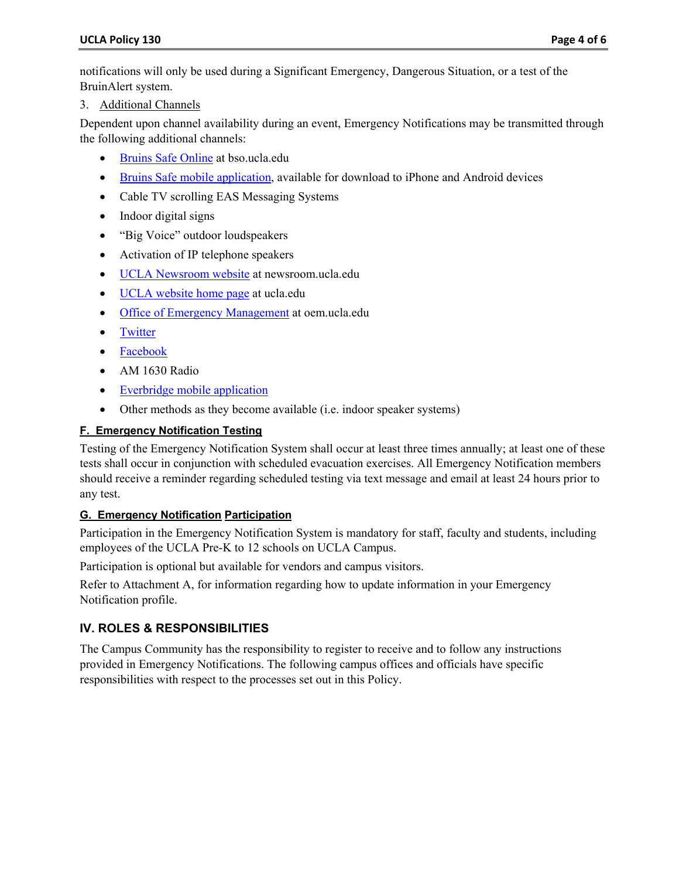notifications will only be used during a Significant Emergency, Dangerous Situation, or a test of the BruinAlert system.

3. Additional Channels

Dependent upon channel availability during an event, Emergency Notifications may be transmitted through the following additional channels:

- Bruins Safe Online at bso.ucla.edu
- Bruins Safe mobile application, available for download to iPhone and Android devices
- Cable TV scrolling EAS Messaging Systems
- Indoor digital signs
- "Big Voice" outdoor loudspeakers
- Activation of IP telephone speakers
- UCLA Newsroom website at newsroom.ucla.edu
- UCLA website home page at ucla.edu
- Office of Emergency Management at oem.ucla.edu
- Twitter
- Facebook
- AM 1630 Radio
- Everbridge mobile application
- Other methods as they become available (i.e. indoor speaker systems)

### F. Emergency Notification Testing

Testing of the Emergency Notification System shall occur at least three times annually; at least one of these tests shall occur in conjunction with scheduled evacuation exercises. All Emergency Notification members should receive a reminder regarding scheduled testing via text message and email at least 24 hours prior to any test.

### G. Emergency Notification Participation

Participation in the Emergency Notification System is mandatory for staff, faculty and students, including employees of the UCLA Pre-K to 12 schools on UCLA Campus.

Participation is optional but available for vendors and campus visitors.

Refer to Attachment A, for information regarding how to update information in your Emergency Notification profile.

## IV. ROLES & RESPONSIBILITIES

The Campus Community has the responsibility to register to receive and to follow any instructions provided in Emergency Notifications. The following campus offices and officials have specific responsibilities with respect to the processes set out in this Policy.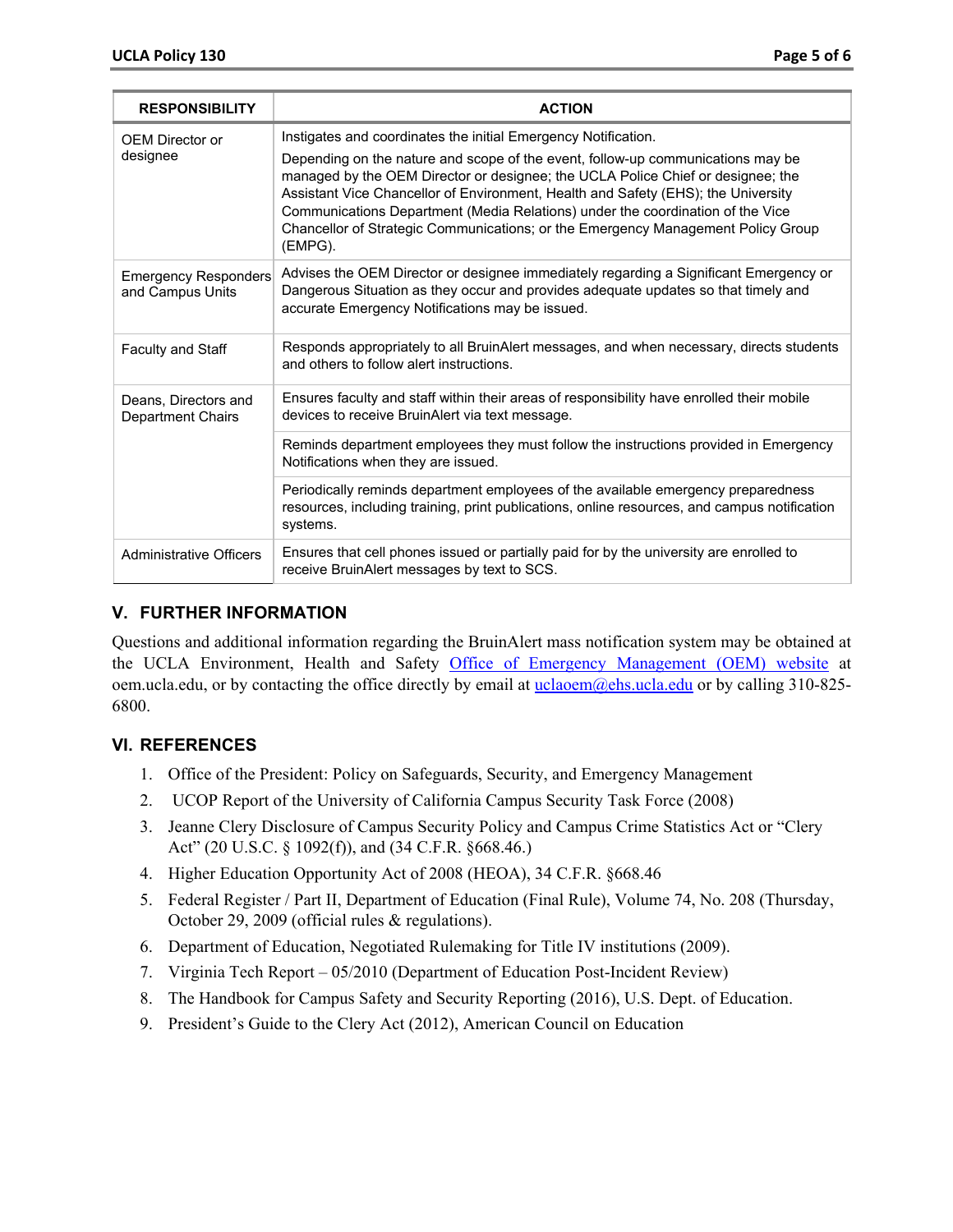| RESPONSIBILITY | ACTION |
|---|---|
| OEM Director or designee | Instigates and coordinates the initial Emergency Notification.<br>Depending on the nature and scope of the event, follow-up communications may be managed by the OEM Director or designee; the UCLA Police Chief or designee; the Assistant Vice Chancellor of Environment, Health and Safety (EHS); the University Communications Department (Media Relations) under the coordination of the Vice Chancellor of Strategic Communications; or the Emergency Management Policy Group (EMPG). |
| Emergency Responders and Campus Units | Advises the OEM Director or designee immediately regarding a Significant Emergency or Dangerous Situation as they occur and provides adequate updates so that timely and accurate Emergency Notifications may be issued. |
| Faculty and Staff | Responds appropriately to all BruinAlert messages, and when necessary, directs students and others to follow alert instructions. |
| Deans, Directors and Department Chairs | Ensures faculty and staff within their areas of responsibility have enrolled their mobile devices to receive BruinAlert via text message. |
| | Reminds department employees they must follow the instructions provided in Emergency Notifications when they are issued. |
| | Periodically reminds department employees of the available emergency preparedness resources, including training, print publications, online resources, and campus notification systems. |
| Administrative Officers | Ensures that cell phones issued or partially paid for by the university are enrolled to receive BruinAlert messages by text to SCS. |

## V. FURTHER INFORMATION

Questions and additional information regarding the BruinAlert mass notification system may be obtained at the UCLA Environment, Health and Safety [Office of Emergency Management (OEM) website](oem.ucla.edu) at oem.ucla.edu, or by contacting the office directly by email at [uclaoem@ehs.ucla.edu](mailto:uclaoem@ehs.ucla.edu) or by calling 310-825-6800.

## VI. REFERENCES

1. Office of the President: Policy on Safeguards, Security, and Emergency Management
2. UCOP Report of the University of California Campus Security Task Force (2008)
3. Jeanne Clery Disclosure of Campus Security Policy and Campus Crime Statistics Act or "Clery Act" (20 U.S.C. § 1092(f)), and (34 C.F.R. §668.46.)
4. Higher Education Opportunity Act of 2008 (HEOA), 34 C.F.R. §668.46
5. Federal Register / Part II, Department of Education (Final Rule), Volume 74, No. 208 (Thursday, October 29, 2009 (official rules & regulations).
6. Department of Education, Negotiated Rulemaking for Title IV institutions (2009).
7. Virginia Tech Report – 05/2010 (Department of Education Post-Incident Review)
8. The Handbook for Campus Safety and Security Reporting (2016), U.S. Dept. of Education.
9. President's Guide to the Clery Act (2012), American Council on Education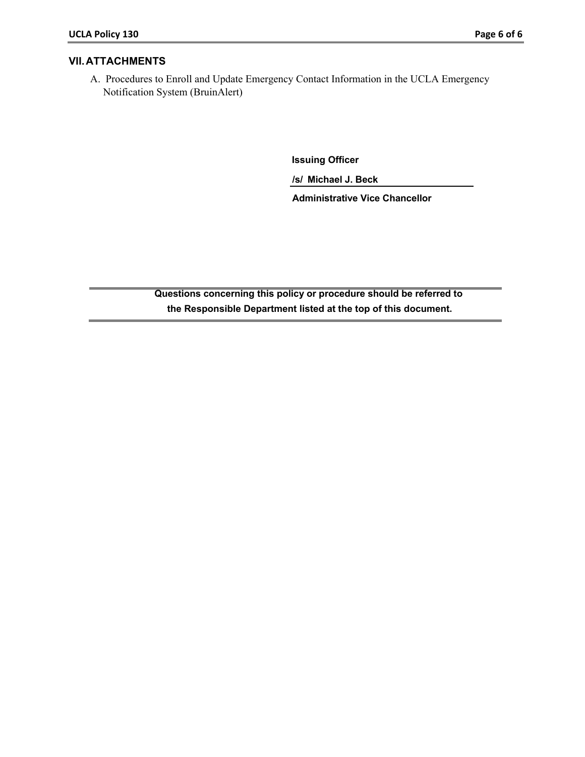## VII. ATTACHMENTS

A. Procedures to Enroll and Update Emergency Contact Information in the UCLA Emergency Notification System (BruinAlert)

**Issuing Officer**

**/s/ Michael J. Beck**

**Administrative Vice Chancellor**

---

**Questions concerning this policy or procedure should be referred to the Responsible Department listed at the top of this document.**

---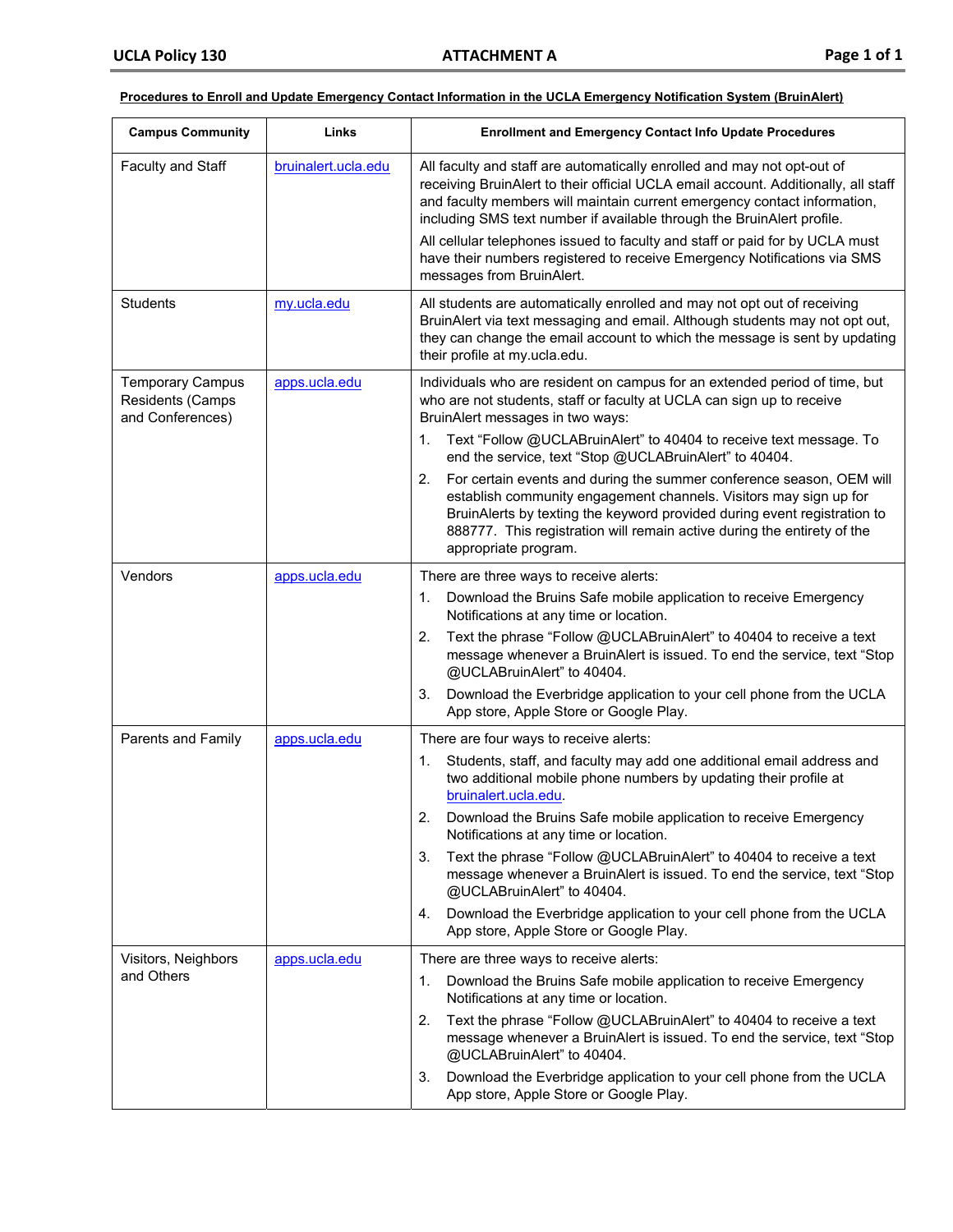**Procedures to Enroll and Update Emergency Contact Information in the UCLA Emergency Notification System (BruinAlert)**

| Campus Community | Links | Enrollment and Emergency Contact Info Update Procedures |
|---|---|---|
| Faculty and Staff | bruinalert.ucla.edu | All faculty and staff are automatically enrolled and may not opt-out of receiving BruinAlert to their official UCLA email account. Additionally, all staff and faculty members will maintain current emergency contact information, including SMS text number if available through the BruinAlert profile.<br><br>All cellular telephones issued to faculty and staff or paid for by UCLA must have their numbers registered to receive Emergency Notifications via SMS messages from BruinAlert. |
| Students | my.ucla.edu | All students are automatically enrolled and may not opt out of receiving BruinAlert via text messaging and email. Although students may not opt out, they can change the email account to which the message is sent by updating their profile at my.ucla.edu. |
| Temporary Campus Residents (Camps and Conferences) | apps.ucla.edu | Individuals who are resident on campus for an extended period of time, but who are not students, staff or faculty at UCLA can sign up to receive BruinAlert messages in two ways:<br>1. Text "Follow @UCLABruinAlert" to 40404 to receive text message. To end the service, text "Stop @UCLABruinAlert" to 40404.<br>2. For certain events and during the summer conference season, OEM will establish community engagement channels. Visitors may sign up for BruinAlerts by texting the keyword provided during event registration to 888777. This registration will remain active during the entirety of the appropriate program. |
| Vendors | apps.ucla.edu | There are three ways to receive alerts:<br>1. Download the Bruins Safe mobile application to receive Emergency Notifications at any time or location.<br>2. Text the phrase "Follow @UCLABruinAlert" to 40404 to receive a text message whenever a BruinAlert is issued. To end the service, text "Stop @UCLABruinAlert" to 40404.<br>3. Download the Everbridge application to your cell phone from the UCLA App store, Apple Store or Google Play. |
| Parents and Family | apps.ucla.edu | There are four ways to receive alerts:<br>1. Students, staff, and faculty may add one additional email address and two additional mobile phone numbers by updating their profile at bruinalert.ucla.edu.<br>2. Download the Bruins Safe mobile application to receive Emergency Notifications at any time or location.<br>3. Text the phrase "Follow @UCLABruinAlert" to 40404 to receive a text message whenever a BruinAlert is issued. To end the service, text "Stop @UCLABruinAlert" to 40404.<br>4. Download the Everbridge application to your cell phone from the UCLA App store, Apple Store or Google Play. |
| Visitors, Neighbors and Others | apps.ucla.edu | There are three ways to receive alerts:<br>1. Download the Bruins Safe mobile application to receive Emergency Notifications at any time or location.<br>2. Text the phrase "Follow @UCLABruinAlert" to 40404 to receive a text message whenever a BruinAlert is issued. To end the service, text "Stop @UCLABruinAlert" to 40404.<br>3. Download the Everbridge application to your cell phone from the UCLA App store, Apple Store or Google Play. |